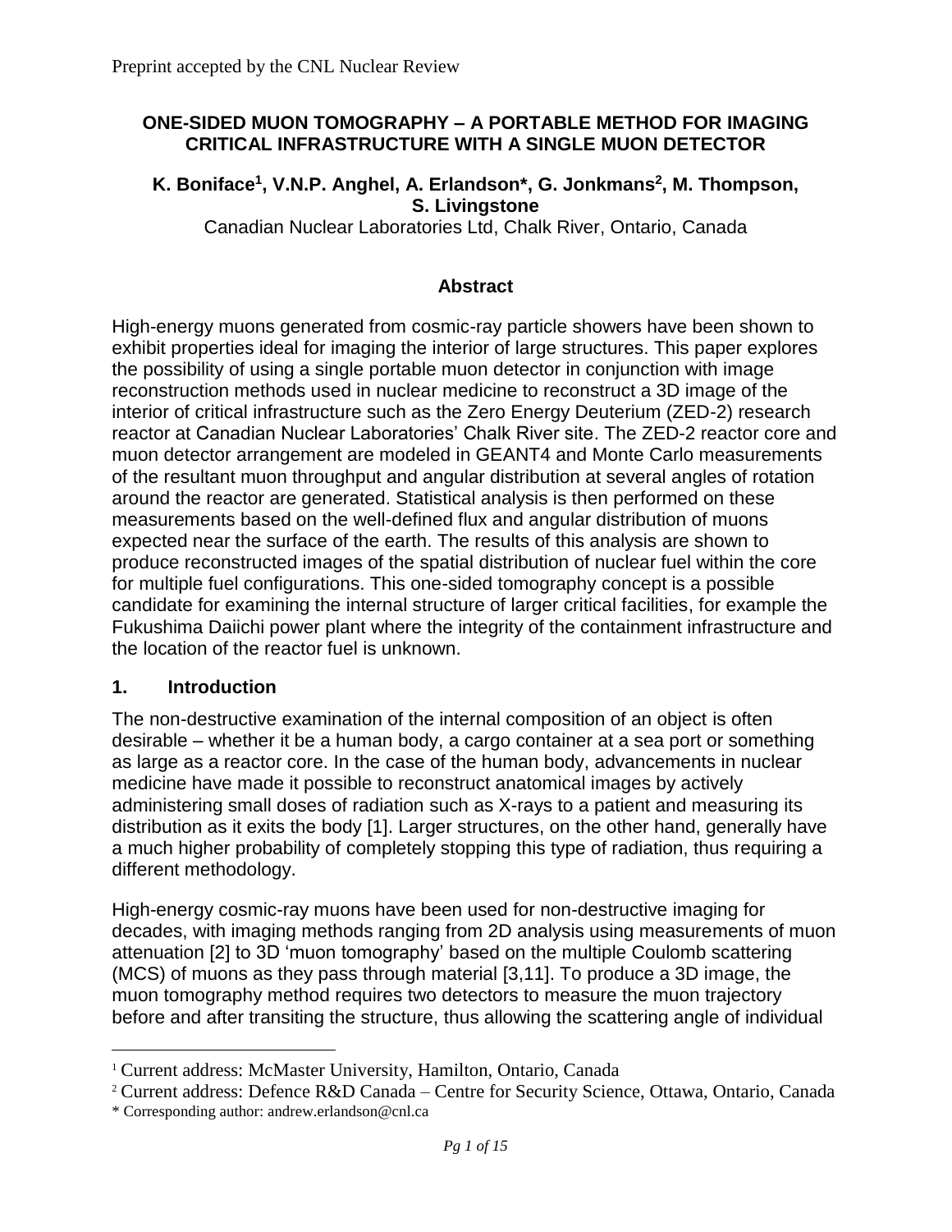# ONE-SIDED MUON TOMOGRAPHY – A PORTABLE METHOD FOR IMAGING CRITICAL INFRASTRUCTURE WITH A SINGLE MUON DETECTOR

**K. Boniface[1], V.N.P. Anghel, A. Erlandson*, G. Jonkmans[2], M. Thompson, S. Livingstone**

Canadian Nuclear Laboratories Ltd, Chalk River, Ontario, Canada

## Abstract

High-energy muons generated from cosmic-ray particle showers have been shown to exhibit properties ideal for imaging the interior of large structures. This paper explores the possibility of using a single portable muon detector in conjunction with image reconstruction methods used in nuclear medicine to reconstruct a 3D image of the interior of critical infrastructure such as the Zero Energy Deuterium (ZED-2) research reactor at Canadian Nuclear Laboratories' Chalk River site. The ZED-2 reactor core and muon detector arrangement are modeled in GEANT4 and Monte Carlo measurements of the resultant muon throughput and angular distribution at several angles of rotation around the reactor are generated. Statistical analysis is then performed on these measurements based on the well-defined flux and angular distribution of muons expected near the surface of the earth. The results of this analysis are shown to produce reconstructed images of the spatial distribution of nuclear fuel within the core for multiple fuel configurations. This one-sided tomography concept is a possible candidate for examining the internal structure of larger critical facilities, for example the Fukushima Daiichi power plant where the integrity of the containment infrastructure and the location of the reactor fuel is unknown.

## 1. Introduction

The non-destructive examination of the internal composition of an object is often desirable – whether it be a human body, a cargo container at a sea port or something as large as a reactor core. In the case of the human body, advancements in nuclear medicine have made it possible to reconstruct anatomical images by actively administering small doses of radiation such as X-rays to a patient and measuring its distribution as it exits the body [1]. Larger structures, on the other hand, generally have a much higher probability of completely stopping this type of radiation, thus requiring a different methodology.

High-energy cosmic-ray muons have been used for non-destructive imaging for decades, with imaging methods ranging from 2D analysis using measurements of muon attenuation [2] to 3D 'muon tomography' based on the multiple Coulomb scattering (MCS) of muons as they pass through material [3,11]. To produce a 3D image, the muon tomography method requires two detectors to measure the muon trajectory before and after transiting the structure, thus allowing the scattering angle of individual

---

[1] Current address: McMaster University, Hamilton, Ontario, Canada

[2] Current address: Defence R&D Canada – Centre for Security Science, Ottawa, Ontario, Canada

\* Corresponding author: andrew.erlandson@cnl.ca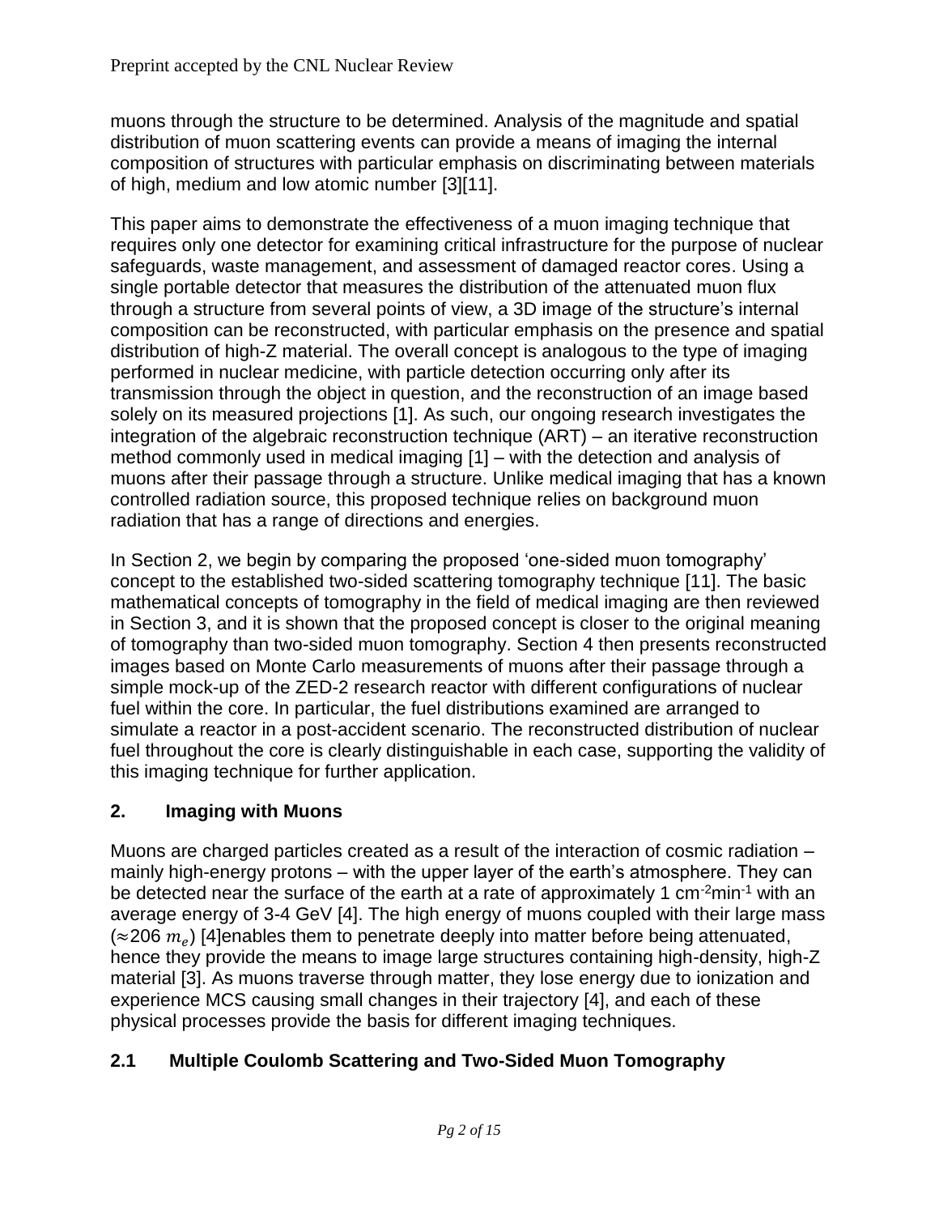muons through the structure to be determined. Analysis of the magnitude and spatial distribution of muon scattering events can provide a means of imaging the internal composition of structures with particular emphasis on discriminating between materials of high, medium and low atomic number [3][11].

This paper aims to demonstrate the effectiveness of a muon imaging technique that requires only one detector for examining critical infrastructure for the purpose of nuclear safeguards, waste management, and assessment of damaged reactor cores. Using a single portable detector that measures the distribution of the attenuated muon flux through a structure from several points of view, a 3D image of the structure's internal composition can be reconstructed, with particular emphasis on the presence and spatial distribution of high-Z material. The overall concept is analogous to the type of imaging performed in nuclear medicine, with particle detection occurring only after its transmission through the object in question, and the reconstruction of an image based solely on its measured projections [1]. As such, our ongoing research investigates the integration of the algebraic reconstruction technique (ART) – an iterative reconstruction method commonly used in medical imaging [1] – with the detection and analysis of muons after their passage through a structure. Unlike medical imaging that has a known controlled radiation source, this proposed technique relies on background muon radiation that has a range of directions and energies.

In Section 2, we begin by comparing the proposed 'one-sided muon tomography' concept to the established two-sided scattering tomography technique [11]. The basic mathematical concepts of tomography in the field of medical imaging are then reviewed in Section 3, and it is shown that the proposed concept is closer to the original meaning of tomography than two-sided muon tomography. Section 4 then presents reconstructed images based on Monte Carlo measurements of muons after their passage through a simple mock-up of the ZED-2 research reactor with different configurations of nuclear fuel within the core. In particular, the fuel distributions examined are arranged to simulate a reactor in a post-accident scenario. The reconstructed distribution of nuclear fuel throughout the core is clearly distinguishable in each case, supporting the validity of this imaging technique for further application.

## 2. Imaging with Muons

Muons are charged particles created as a result of the interaction of cosmic radiation – mainly high-energy protons – with the upper layer of the earth's atmosphere. They can be detected near the surface of the earth at a rate of approximately 1 $cm^{-2}min^{-1}$ with an average energy of 3-4 GeV [4]. The high energy of muons coupled with their large mass ($\approx$206 $m_e$) [4]enables them to penetrate deeply into matter before being attenuated, hence they provide the means to image large structures containing high-density, high-Z material [3]. As muons traverse through matter, they lose energy due to ionization and experience MCS causing small changes in their trajectory [4], and each of these physical processes provide the basis for different imaging techniques.

### 2.1 Multiple Coulomb Scattering and Two-Sided Muon Tomography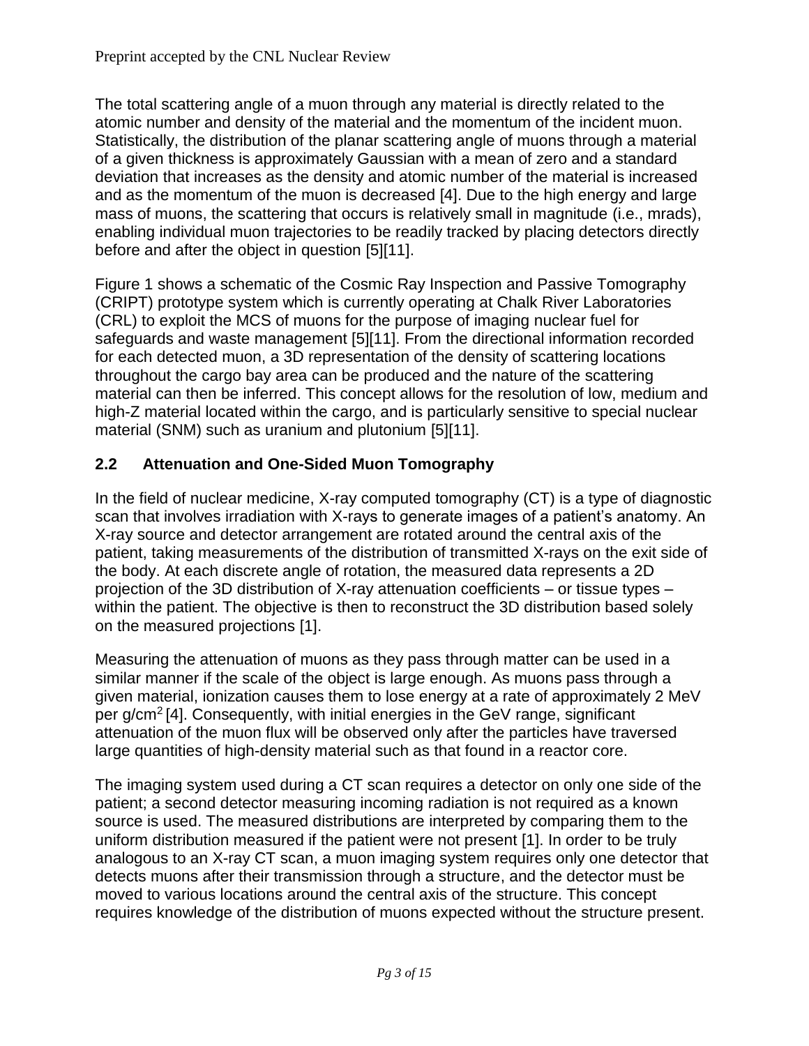The total scattering angle of a muon through any material is directly related to the atomic number and density of the material and the momentum of the incident muon. Statistically, the distribution of the planar scattering angle of muons through a material of a given thickness is approximately Gaussian with a mean of zero and a standard deviation that increases as the density and atomic number of the material is increased and as the momentum of the muon is decreased [4]. Due to the high energy and large mass of muons, the scattering that occurs is relatively small in magnitude (i.e., mrads), enabling individual muon trajectories to be readily tracked by placing detectors directly before and after the object in question [5][11].

Figure 1 shows a schematic of the Cosmic Ray Inspection and Passive Tomography (CRIPT) prototype system which is currently operating at Chalk River Laboratories (CRL) to exploit the MCS of muons for the purpose of imaging nuclear fuel for safeguards and waste management [5][11]. From the directional information recorded for each detected muon, a 3D representation of the density of scattering locations throughout the cargo bay area can be produced and the nature of the scattering material can then be inferred. This concept allows for the resolution of low, medium and high-Z material located within the cargo, and is particularly sensitive to special nuclear material (SNM) such as uranium and plutonium [5][11].

## 2.2 Attenuation and One-Sided Muon Tomography

In the field of nuclear medicine, X-ray computed tomography (CT) is a type of diagnostic scan that involves irradiation with X-rays to generate images of a patient's anatomy. An X-ray source and detector arrangement are rotated around the central axis of the patient, taking measurements of the distribution of transmitted X-rays on the exit side of the body. At each discrete angle of rotation, the measured data represents a 2D projection of the 3D distribution of X-ray attenuation coefficients – or tissue types – within the patient. The objective is then to reconstruct the 3D distribution based solely on the measured projections [1].

Measuring the attenuation of muons as they pass through matter can be used in a similar manner if the scale of the object is large enough. As muons pass through a given material, ionization causes them to lose energy at a rate of approximately 2 MeV per g/cm$^2$ [4]. Consequently, with initial energies in the GeV range, significant attenuation of the muon flux will be observed only after the particles have traversed large quantities of high-density material such as that found in a reactor core.

The imaging system used during a CT scan requires a detector on only one side of the patient; a second detector measuring incoming radiation is not required as a known source is used. The measured distributions are interpreted by comparing them to the uniform distribution measured if the patient were not present [1]. In order to be truly analogous to an X-ray CT scan, a muon imaging system requires only one detector that detects muons after their transmission through a structure, and the detector must be moved to various locations around the central axis of the structure. This concept requires knowledge of the distribution of muons expected without the structure present.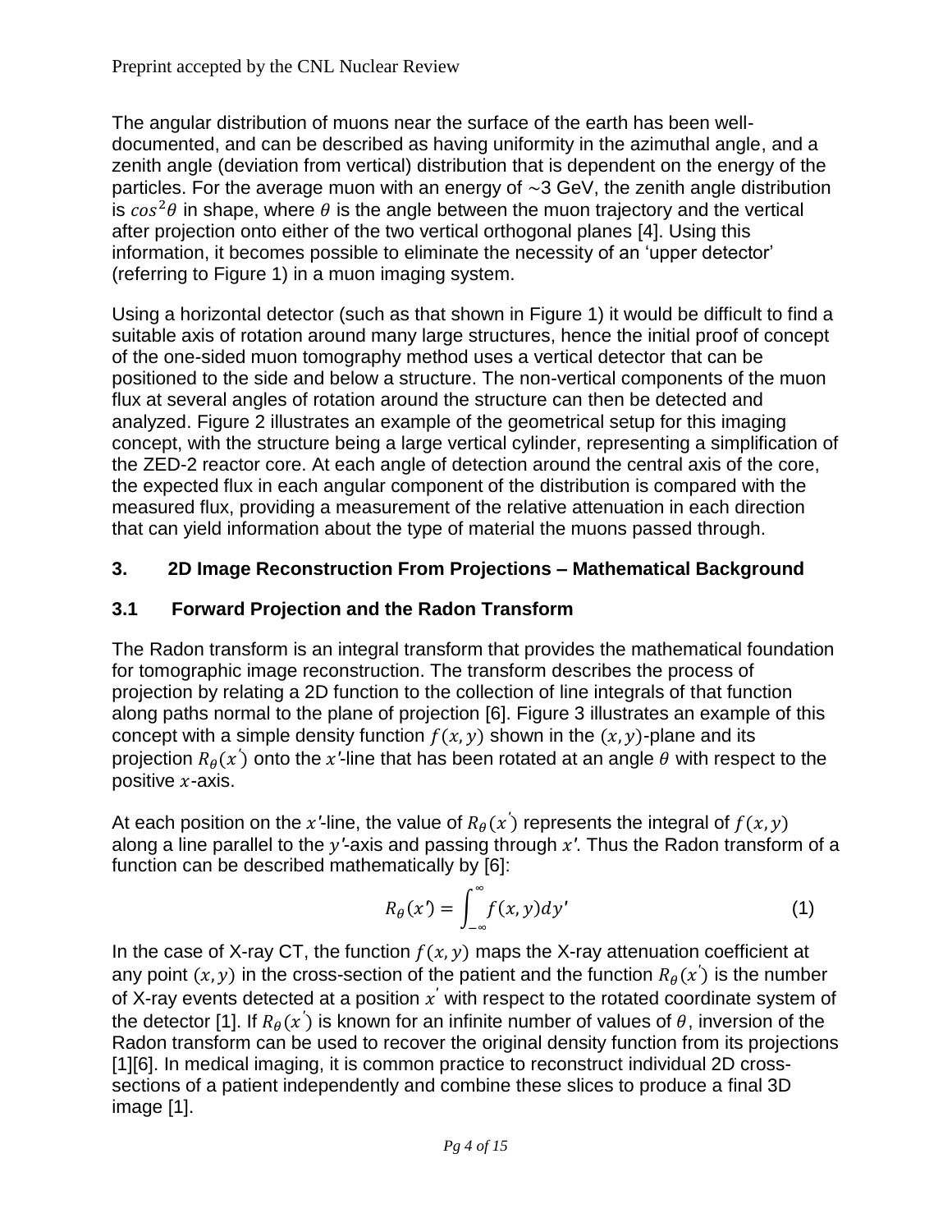The angular distribution of muons near the surface of the earth has been well-documented, and can be described as having uniformity in the azimuthal angle, and a zenith angle (deviation from vertical) distribution that is dependent on the energy of the particles. For the average muon with an energy of $\sim$3 GeV, the zenith angle distribution is $cos^2\theta$ in shape, where $\theta$ is the angle between the muon trajectory and the vertical after projection onto either of the two vertical orthogonal planes [4]. Using this information, it becomes possible to eliminate the necessity of an 'upper detector' (referring to Figure 1) in a muon imaging system.

Using a horizontal detector (such as that shown in Figure 1) it would be difficult to find a suitable axis of rotation around many large structures, hence the initial proof of concept of the one-sided muon tomography method uses a vertical detector that can be positioned to the side and below a structure. The non-vertical components of the muon flux at several angles of rotation around the structure can then be detected and analyzed. Figure 2 illustrates an example of the geometrical setup for this imaging concept, with the structure being a large vertical cylinder, representing a simplification of the ZED-2 reactor core. At each angle of detection around the central axis of the core, the expected flux in each angular component of the distribution is compared with the measured flux, providing a measurement of the relative attenuation in each direction that can yield information about the type of material the muons passed through.

## 3. 2D Image Reconstruction From Projections – Mathematical Background

### 3.1 Forward Projection and the Radon Transform

The Radon transform is an integral transform that provides the mathematical foundation for tomographic image reconstruction. The transform describes the process of projection by relating a 2D function to the collection of line integrals of that function along paths normal to the plane of projection [6]. Figure 3 illustrates an example of this concept with a simple density function $f(x, y)$ shown in the $(x, y)$-plane and its projection $R_\theta(x')$ onto the $x'$-line that has been rotated at an angle $\theta$ with respect to the positive $x$-axis.

At each position on the $x'$-line, the value of $R_\theta(x')$ represents the integral of $f(x, y)$ along a line parallel to the $y'$-axis and passing through $x'$. Thus the Radon transform of a function can be described mathematically by [6]:

$$R_\theta(x') = \int_{-\infty}^{\infty} f(x, y) dy' \tag{1}$$

In the case of X-ray CT, the function $f(x, y)$ maps the X-ray attenuation coefficient at any point $(x, y)$ in the cross-section of the patient and the function $R_\theta(x')$ is the number of X-ray events detected at a position $x'$ with respect to the rotated coordinate system of the detector [1]. If $R_\theta(x')$ is known for an infinite number of values of $\theta$, inversion of the Radon transform can be used to recover the original density function from its projections [1][6]. In medical imaging, it is common practice to reconstruct individual 2D cross-sections of a patient independently and combine these slices to produce a final 3D image [1].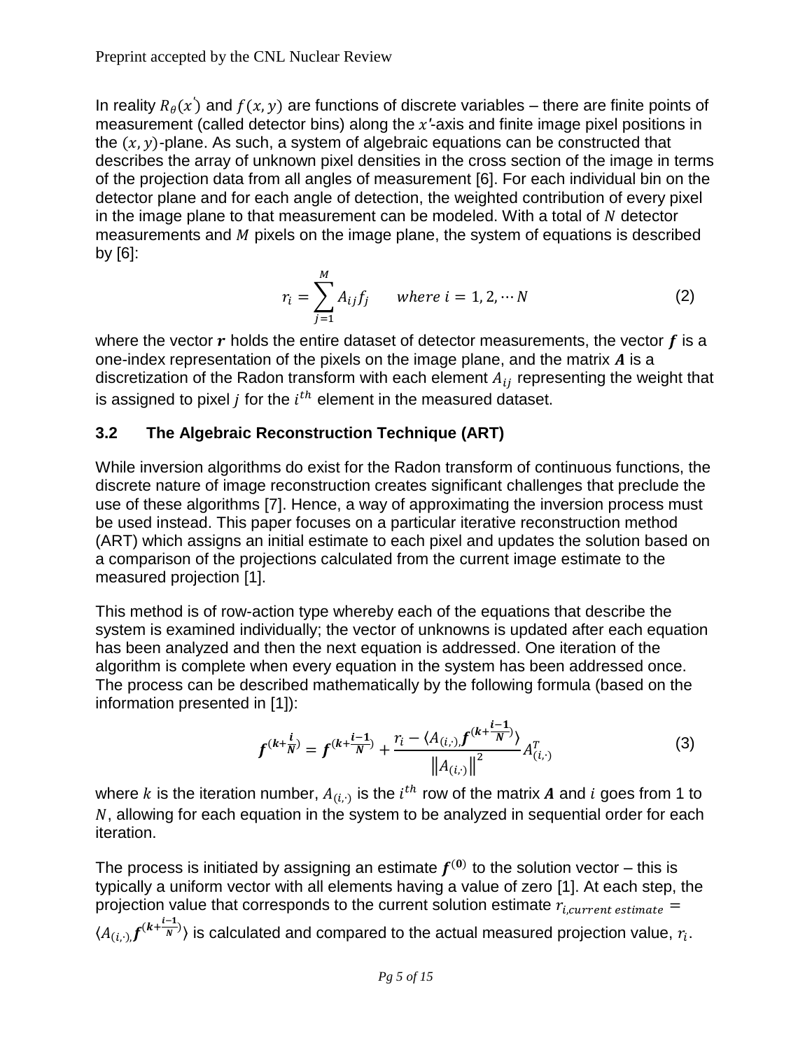In reality $R_\theta(x')$ and $f(x, y)$ are functions of discrete variables – there are finite points of measurement (called detector bins) along the $x'$-axis and finite image pixel positions in the $(x, y)$-plane. As such, a system of algebraic equations can be constructed that describes the array of unknown pixel densities in the cross section of the image in terms of the projection data from all angles of measurement [6]. For each individual bin on the detector plane and for each angle of detection, the weighted contribution of every pixel in the image plane to that measurement can be modeled. With a total of $N$ detector measurements and $M$ pixels on the image plane, the system of equations is described by [6]:

$$r_i = \sum_{j=1}^{M} A_{ij} f_j \qquad where\ i = 1, 2, \cdots N \tag{2}$$

where the vector $\boldsymbol{r}$ holds the entire dataset of detector measurements, the vector $\boldsymbol{f}$ is a one-index representation of the pixels on the image plane, and the matrix $\boldsymbol{A}$ is a discretization of the Radon transform with each element $A_{ij}$ representing the weight that is assigned to pixel $j$ for the $i^{th}$ element in the measured dataset.

### 3.2 The Algebraic Reconstruction Technique (ART)

While inversion algorithms do exist for the Radon transform of continuous functions, the discrete nature of image reconstruction creates significant challenges that preclude the use of these algorithms [7]. Hence, a way of approximating the inversion process must be used instead. This paper focuses on a particular iterative reconstruction method (ART) which assigns an initial estimate to each pixel and updates the solution based on a comparison of the projections calculated from the current image estimate to the measured projection [1].

This method is of row-action type whereby each of the equations that describe the system is examined individually; the vector of unknowns is updated after each equation has been analyzed and then the next equation is addressed. One iteration of the algorithm is complete when every equation in the system has been addressed once. The process can be described mathematically by the following formula (based on the information presented in [1]):

$$\boldsymbol{f}^{(\boldsymbol{k}+\frac{\boldsymbol{i}}{\boldsymbol{N}})} = \boldsymbol{f}^{(\boldsymbol{k}+\frac{\boldsymbol{i-1}}{\boldsymbol{N}})} + \frac{r_i - \langle A_{(i,\cdot)}, \boldsymbol{f}^{(\boldsymbol{k}+\frac{\boldsymbol{i-1}}{\boldsymbol{N}})} \rangle}{\left\| A_{(i,\cdot)} \right\|^2} A_{(i,\cdot)}^T \tag{3}$$

where $k$ is the iteration number, $A_{(i,\cdot)}$ is the $i^{th}$ row of the matrix $\boldsymbol{A}$ and $i$ goes from 1 to $N$, allowing for each equation in the system to be analyzed in sequential order for each iteration.

The process is initiated by assigning an estimate $\boldsymbol{f}^{(\boldsymbol{0})}$ to the solution vector – this is typically a uniform vector with all elements having a value of zero [1]. At each step, the projection value that corresponds to the current solution estimate $r_{i,current\ estimate} = \langle A_{(i,\cdot)}, \boldsymbol{f}^{(\boldsymbol{k}+\frac{\boldsymbol{i-1}}{\boldsymbol{N}})} \rangle$ is calculated and compared to the actual measured projection value, $r_i$.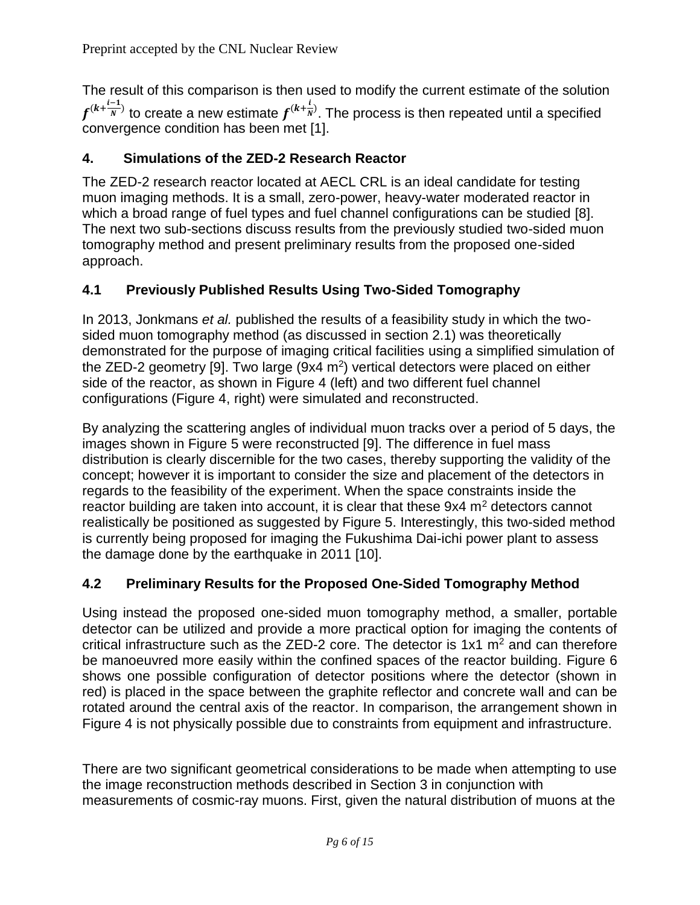The result of this comparison is then used to modify the current estimate of the solution $\boldsymbol{f}^{(k+\frac{i-1}{N})}$ to create a new estimate $\boldsymbol{f}^{(k+\frac{i}{N})}$. The process is then repeated until a specified convergence condition has been met [1].

## 4. Simulations of the ZED-2 Research Reactor

The ZED-2 research reactor located at AECL CRL is an ideal candidate for testing muon imaging methods. It is a small, zero-power, heavy-water moderated reactor in which a broad range of fuel types and fuel channel configurations can be studied [8]. The next two sub-sections discuss results from the previously studied two-sided muon tomography method and present preliminary results from the proposed one-sided approach.

### 4.1 Previously Published Results Using Two-Sided Tomography

In 2013, Jonkmans *et al.* published the results of a feasibility study in which the two-sided muon tomography method (as discussed in section 2.1) was theoretically demonstrated for the purpose of imaging critical facilities using a simplified simulation of the ZED-2 geometry [9]. Two large (9x4 $m^2$) vertical detectors were placed on either side of the reactor, as shown in Figure 4 (left) and two different fuel channel configurations (Figure 4, right) were simulated and reconstructed.

By analyzing the scattering angles of individual muon tracks over a period of 5 days, the images shown in Figure 5 were reconstructed [9]. The difference in fuel mass distribution is clearly discernible for the two cases, thereby supporting the validity of the concept; however it is important to consider the size and placement of the detectors in regards to the feasibility of the experiment. When the space constraints inside the reactor building are taken into account, it is clear that these 9x4 $m^2$ detectors cannot realistically be positioned as suggested by Figure 5. Interestingly, this two-sided method is currently being proposed for imaging the Fukushima Dai-ichi power plant to assess the damage done by the earthquake in 2011 [10].

### 4.2 Preliminary Results for the Proposed One-Sided Tomography Method

Using instead the proposed one-sided muon tomography method, a smaller, portable detector can be utilized and provide a more practical option for imaging the contents of critical infrastructure such as the ZED-2 core. The detector is 1x1 $m^2$ and can therefore be manoeuvred more easily within the confined spaces of the reactor building. Figure 6 shows one possible configuration of detector positions where the detector (shown in red) is placed in the space between the graphite reflector and concrete wall and can be rotated around the central axis of the reactor. In comparison, the arrangement shown in Figure 4 is not physically possible due to constraints from equipment and infrastructure.

There are two significant geometrical considerations to be made when attempting to use the image reconstruction methods described in Section 3 in conjunction with measurements of cosmic-ray muons. First, given the natural distribution of muons at the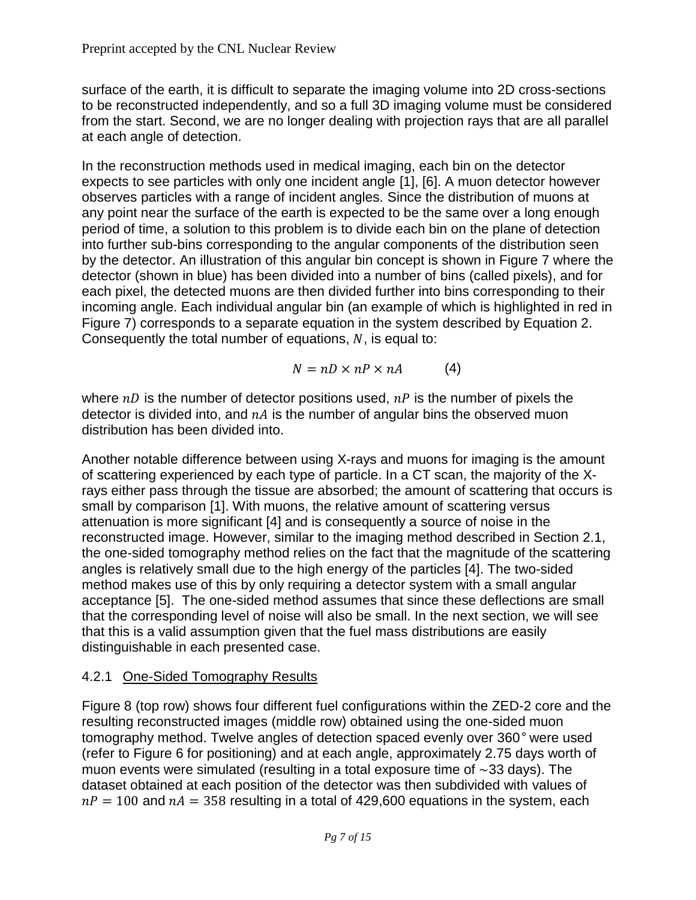surface of the earth, it is difficult to separate the imaging volume into 2D cross-sections to be reconstructed independently, and so a full 3D imaging volume must be considered from the start. Second, we are no longer dealing with projection rays that are all parallel at each angle of detection.

In the reconstruction methods used in medical imaging, each bin on the detector expects to see particles with only one incident angle [1], [6]. A muon detector however observes particles with a range of incident angles. Since the distribution of muons at any point near the surface of the earth is expected to be the same over a long enough period of time, a solution to this problem is to divide each bin on the plane of detection into further sub-bins corresponding to the angular components of the distribution seen by the detector. An illustration of this angular bin concept is shown in Figure 7 where the detector (shown in blue) has been divided into a number of bins (called pixels), and for each pixel, the detected muons are then divided further into bins corresponding to their incoming angle. Each individual angular bin (an example of which is highlighted in red in Figure 7) corresponds to a separate equation in the system described by Equation 2. Consequently the total number of equations, $N$, is equal to:

$$N = nD \times nP \times nA \qquad (4)$$

where $nD$ is the number of detector positions used, $nP$ is the number of pixels the detector is divided into, and $nA$ is the number of angular bins the observed muon distribution has been divided into.

Another notable difference between using X-rays and muons for imaging is the amount of scattering experienced by each type of particle. In a CT scan, the majority of the X-rays either pass through the tissue are absorbed; the amount of scattering that occurs is small by comparison [1]. With muons, the relative amount of scattering versus attenuation is more significant [4] and is consequently a source of noise in the reconstructed image. However, similar to the imaging method described in Section 2.1, the one-sided tomography method relies on the fact that the magnitude of the scattering angles is relatively small due to the high energy of the particles [4]. The two-sided method makes use of this by only requiring a detector system with a small angular acceptance [5]. The one-sided method assumes that since these deflections are small that the corresponding level of noise will also be small. In the next section, we will see that this is a valid assumption given that the fuel mass distributions are easily distinguishable in each presented case.

### 4.2.1 One-Sided Tomography Results

Figure 8 (top row) shows four different fuel configurations within the ZED-2 core and the resulting reconstructed images (middle row) obtained using the one-sided muon tomography method. Twelve angles of detection spaced evenly over 360° were used (refer to Figure 6 for positioning) and at each angle, approximately 2.75 days worth of muon events were simulated (resulting in a total exposure time of ~33 days). The dataset obtained at each position of the detector was then subdivided with values of $nP = 100$ and $nA = 358$ resulting in a total of 429,600 equations in the system, each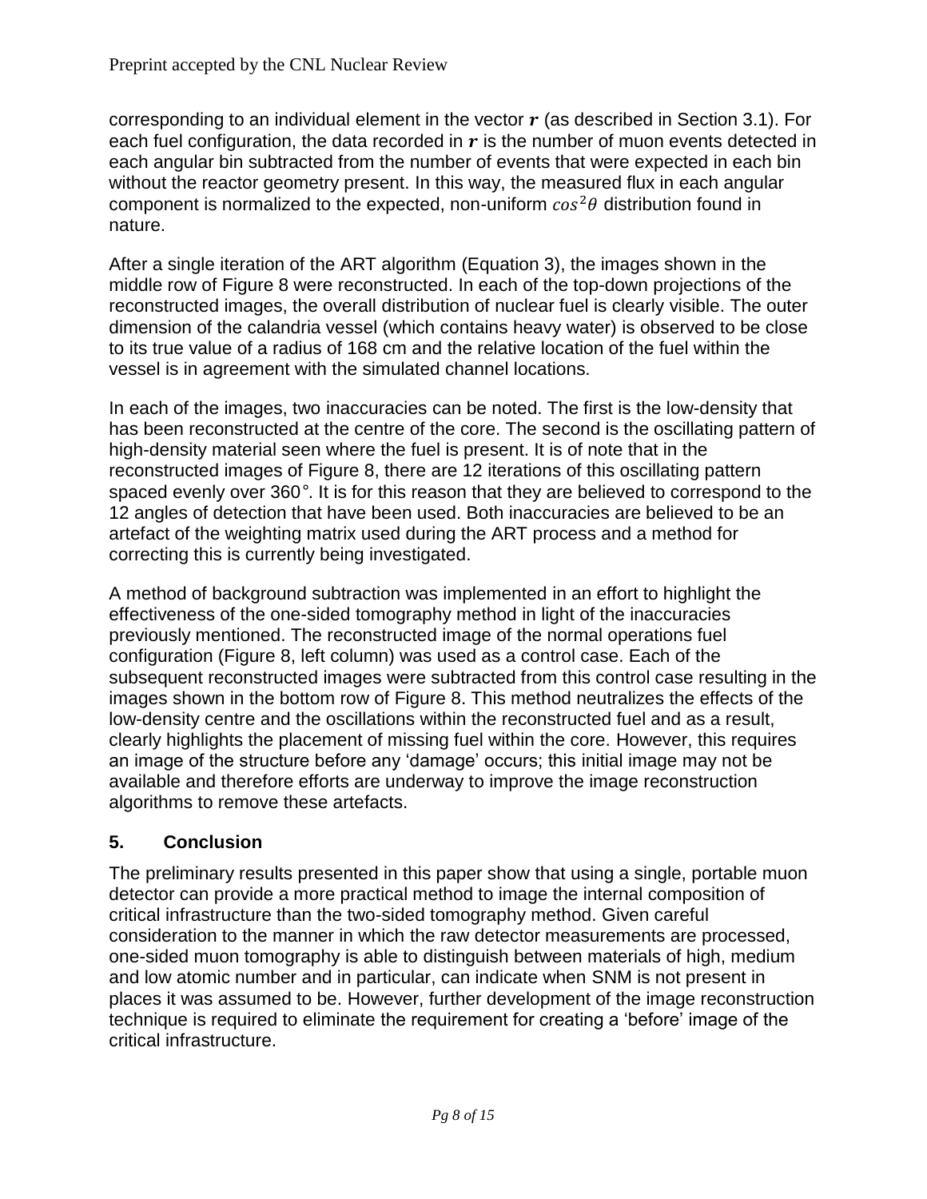corresponding to an individual element in the vector $\boldsymbol{r}$ (as described in Section 3.1). For each fuel configuration, the data recorded in $\boldsymbol{r}$ is the number of muon events detected in each angular bin subtracted from the number of events that were expected in each bin without the reactor geometry present. In this way, the measured flux in each angular component is normalized to the expected, non-uniform $cos^2\theta$ distribution found in nature.

After a single iteration of the ART algorithm (Equation 3), the images shown in the middle row of Figure 8 were reconstructed. In each of the top-down projections of the reconstructed images, the overall distribution of nuclear fuel is clearly visible. The outer dimension of the calandria vessel (which contains heavy water) is observed to be close to its true value of a radius of 168 cm and the relative location of the fuel within the vessel is in agreement with the simulated channel locations.

In each of the images, two inaccuracies can be noted. The first is the low-density that has been reconstructed at the centre of the core. The second is the oscillating pattern of high-density material seen where the fuel is present. It is of note that in the reconstructed images of Figure 8, there are 12 iterations of this oscillating pattern spaced evenly over 360°. It is for this reason that they are believed to correspond to the 12 angles of detection that have been used. Both inaccuracies are believed to be an artefact of the weighting matrix used during the ART process and a method for correcting this is currently being investigated.

A method of background subtraction was implemented in an effort to highlight the effectiveness of the one-sided tomography method in light of the inaccuracies previously mentioned. The reconstructed image of the normal operations fuel configuration (Figure 8, left column) was used as a control case. Each of the subsequent reconstructed images were subtracted from this control case resulting in the images shown in the bottom row of Figure 8. This method neutralizes the effects of the low-density centre and the oscillations within the reconstructed fuel and as a result, clearly highlights the placement of missing fuel within the core. However, this requires an image of the structure before any 'damage' occurs; this initial image may not be available and therefore efforts are underway to improve the image reconstruction algorithms to remove these artefacts.

## 5. Conclusion

The preliminary results presented in this paper show that using a single, portable muon detector can provide a more practical method to image the internal composition of critical infrastructure than the two-sided tomography method. Given careful consideration to the manner in which the raw detector measurements are processed, one-sided muon tomography is able to distinguish between materials of high, medium and low atomic number and in particular, can indicate when SNM is not present in places it was assumed to be. However, further development of the image reconstruction technique is required to eliminate the requirement for creating a 'before' image of the critical infrastructure.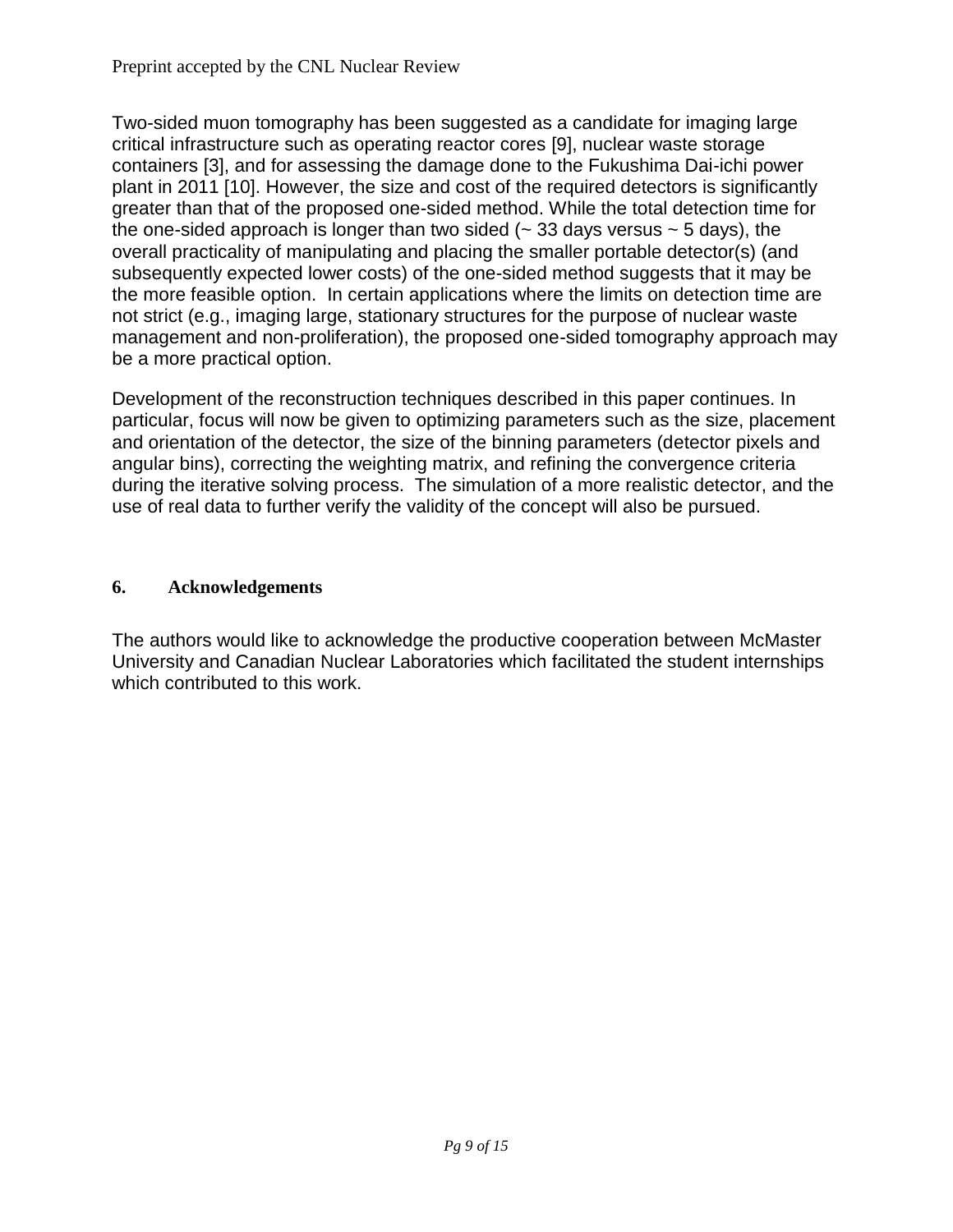Two-sided muon tomography has been suggested as a candidate for imaging large critical infrastructure such as operating reactor cores [9], nuclear waste storage containers [3], and for assessing the damage done to the Fukushima Dai-ichi power plant in 2011 [10]. However, the size and cost of the required detectors is significantly greater than that of the proposed one-sided method. While the total detection time for the one-sided approach is longer than two sided (~ 33 days versus ~ 5 days), the overall practicality of manipulating and placing the smaller portable detector(s) (and subsequently expected lower costs) of the one-sided method suggests that it may be the more feasible option. In certain applications where the limits on detection time are not strict (e.g., imaging large, stationary structures for the purpose of nuclear waste management and non-proliferation), the proposed one-sided tomography approach may be a more practical option.

Development of the reconstruction techniques described in this paper continues. In particular, focus will now be given to optimizing parameters such as the size, placement and orientation of the detector, the size of the binning parameters (detector pixels and angular bins), correcting the weighting matrix, and refining the convergence criteria during the iterative solving process. The simulation of a more realistic detector, and the use of real data to further verify the validity of the concept will also be pursued.

## 6. Acknowledgements

The authors would like to acknowledge the productive cooperation between McMaster University and Canadian Nuclear Laboratories which facilitated the student internships which contributed to this work.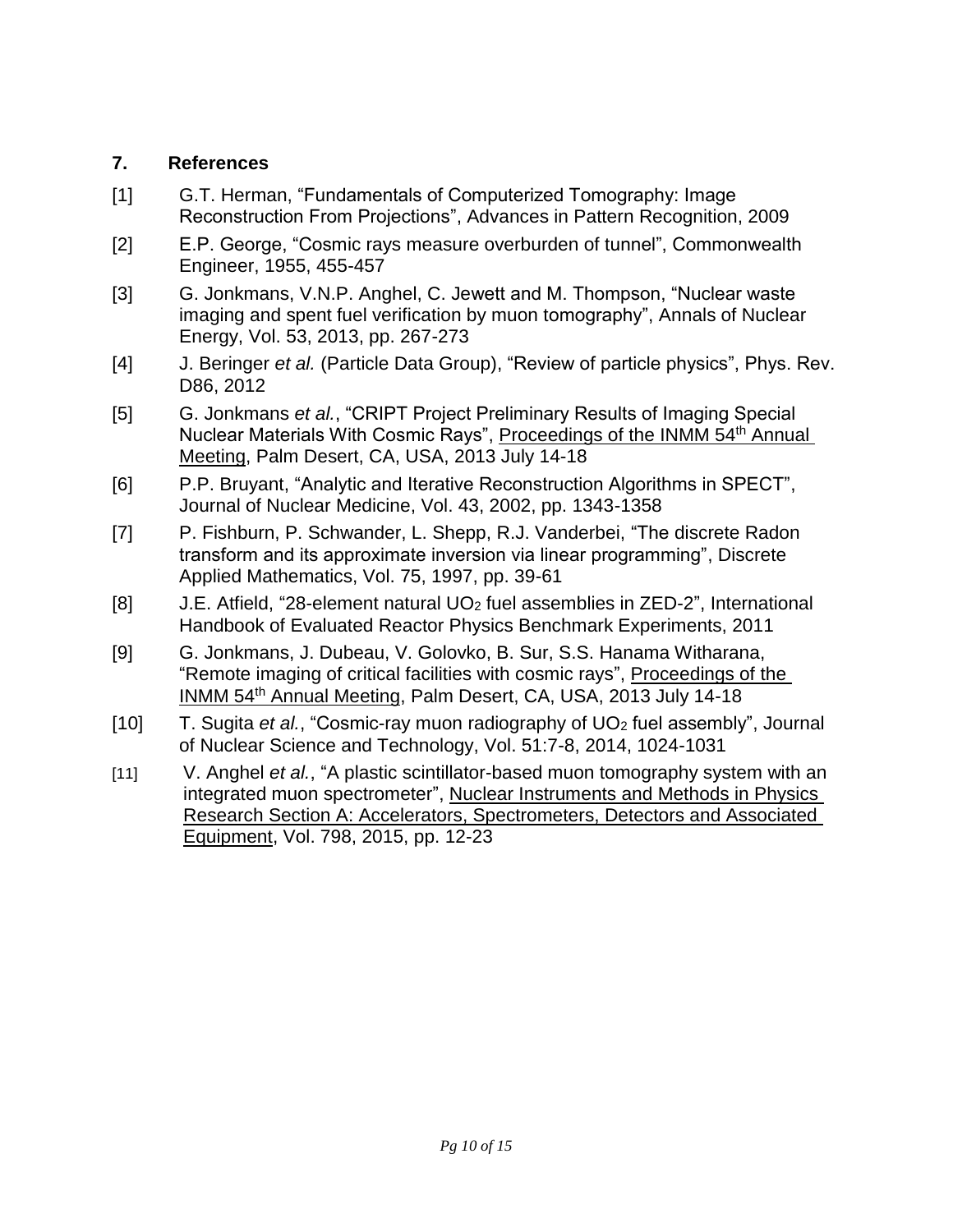## 7. References

[1] G.T. Herman, "Fundamentals of Computerized Tomography: Image Reconstruction From Projections", Advances in Pattern Recognition, 2009

[2] E.P. George, "Cosmic rays measure overburden of tunnel", Commonwealth Engineer, 1955, 455-457

[3] G. Jonkmans, V.N.P. Anghel, C. Jewett and M. Thompson, "Nuclear waste imaging and spent fuel verification by muon tomography", Annals of Nuclear Energy, Vol. 53, 2013, pp. 267-273

[4] J. Beringer *et al.* (Particle Data Group), "Review of particle physics", Phys. Rev. D86, 2012

[5] G. Jonkmans *et al.*, "CRIPT Project Preliminary Results of Imaging Special Nuclear Materials With Cosmic Rays", Proceedings of the INMM 54th Annual Meeting, Palm Desert, CA, USA, 2013 July 14-18

[6] P.P. Bruyant, "Analytic and Iterative Reconstruction Algorithms in SPECT", Journal of Nuclear Medicine, Vol. 43, 2002, pp. 1343-1358

[7] P. Fishburn, P. Schwander, L. Shepp, R.J. Vanderbei, "The discrete Radon transform and its approximate inversion via linear programming", Discrete Applied Mathematics, Vol. 75, 1997, pp. 39-61

[8] J.E. Atfield, "28-element natural $UO_2$ fuel assemblies in ZED-2", International Handbook of Evaluated Reactor Physics Benchmark Experiments, 2011

[9] G. Jonkmans, J. Dubeau, V. Golovko, B. Sur, S.S. Hanama Witharana, "Remote imaging of critical facilities with cosmic rays", Proceedings of the INMM 54th Annual Meeting, Palm Desert, CA, USA, 2013 July 14-18

[10] T. Sugita *et al.*, "Cosmic-ray muon radiography of $UO_2$ fuel assembly", Journal of Nuclear Science and Technology, Vol. 51:7-8, 2014, 1024-1031

[11] V. Anghel *et al.*, "A plastic scintillator-based muon tomography system with an integrated muon spectrometer", Nuclear Instruments and Methods in Physics Research Section A: Accelerators, Spectrometers, Detectors and Associated Equipment, Vol. 798, 2015, pp. 12-23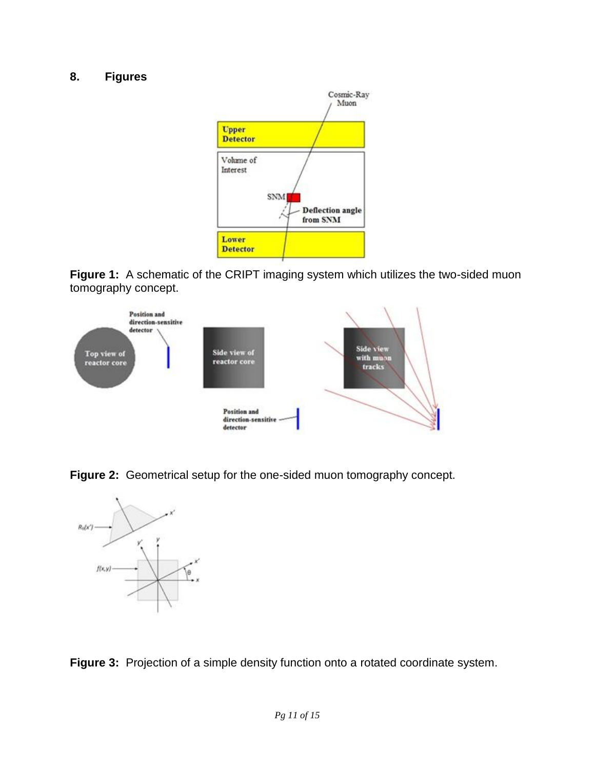## 8. Figures

**Figure 1:** A schematic of the CRIPT imaging system which utilizes the two-sided muon tomography concept.

**Figure 2:** Geometrical setup for the one-sided muon tomography concept.

**Figure 3:** Projection of a simple density function onto a rotated coordinate system.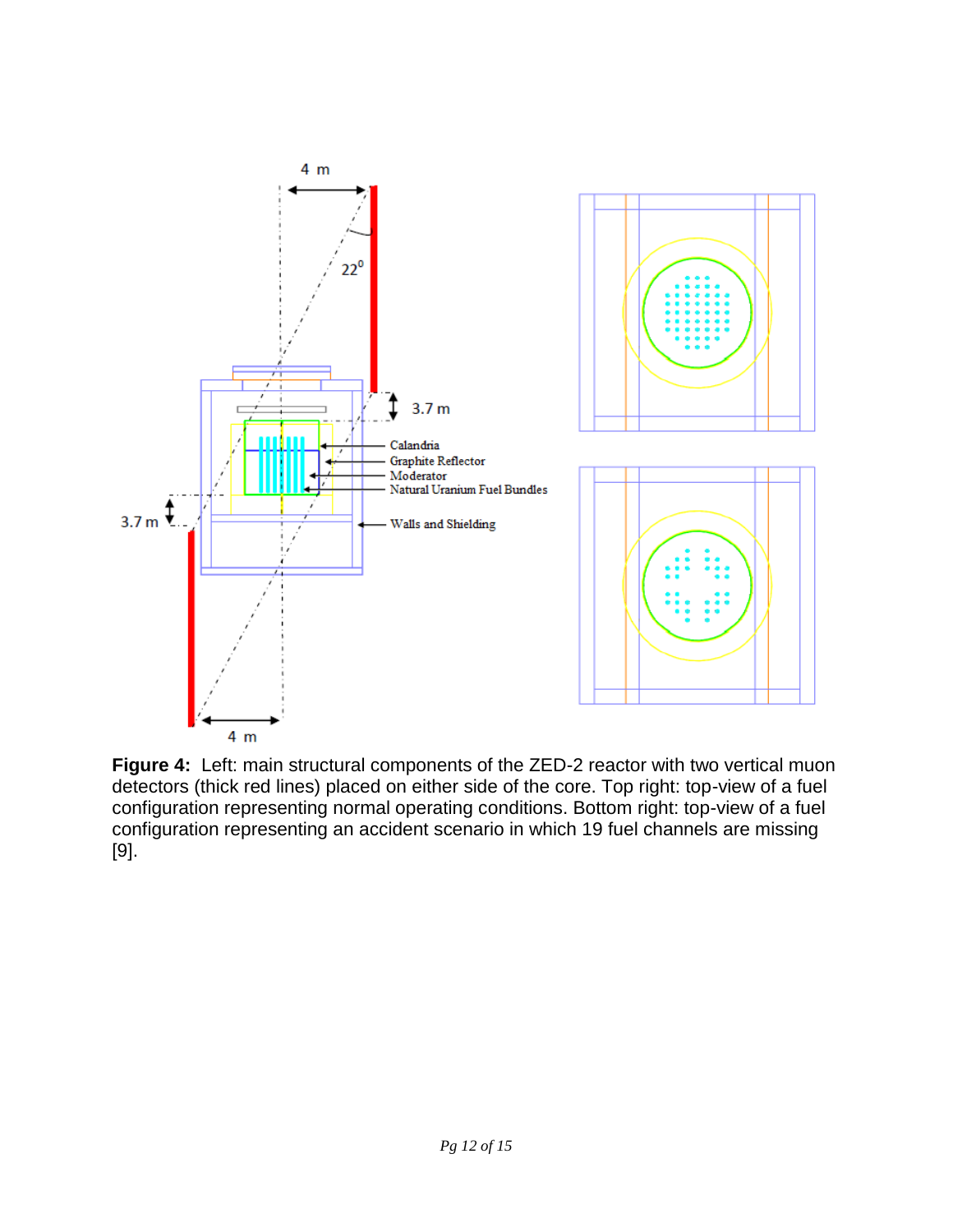**Figure 4:** Left: main structural components of the ZED-2 reactor with two vertical muon detectors (thick red lines) placed on either side of the core. Top right: top-view of a fuel configuration representing normal operating conditions. Bottom right: top-view of a fuel configuration representing an accident scenario in which 19 fuel channels are missing [9].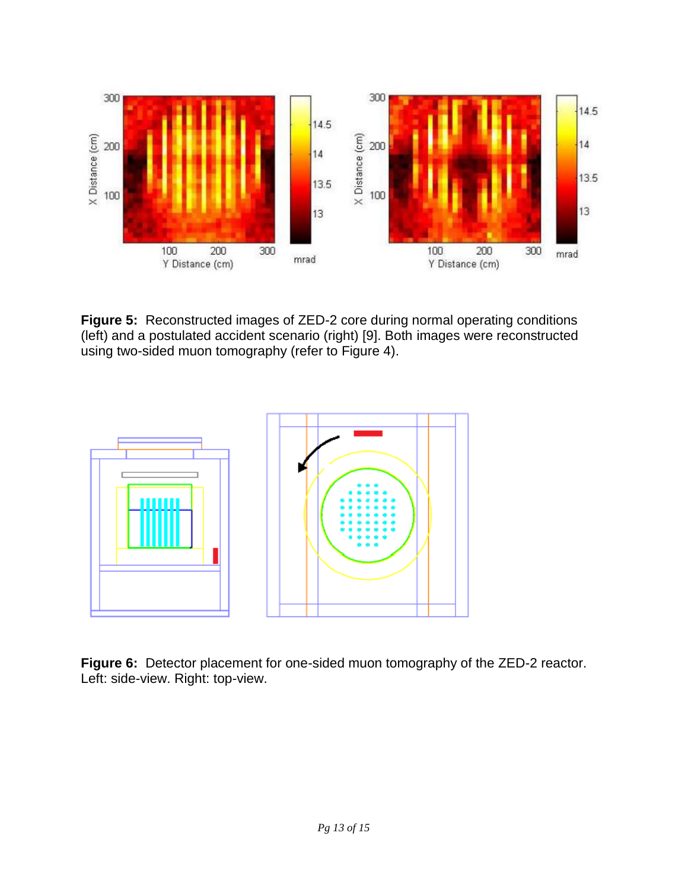**Figure 5:** Reconstructed images of ZED-2 core during normal operating conditions (left) and a postulated accident scenario (right) [9]. Both images were reconstructed using two-sided muon tomography (refer to Figure 4).

**Figure 6:** Detector placement for one-sided muon tomography of the ZED-2 reactor. Left: side-view. Right: top-view.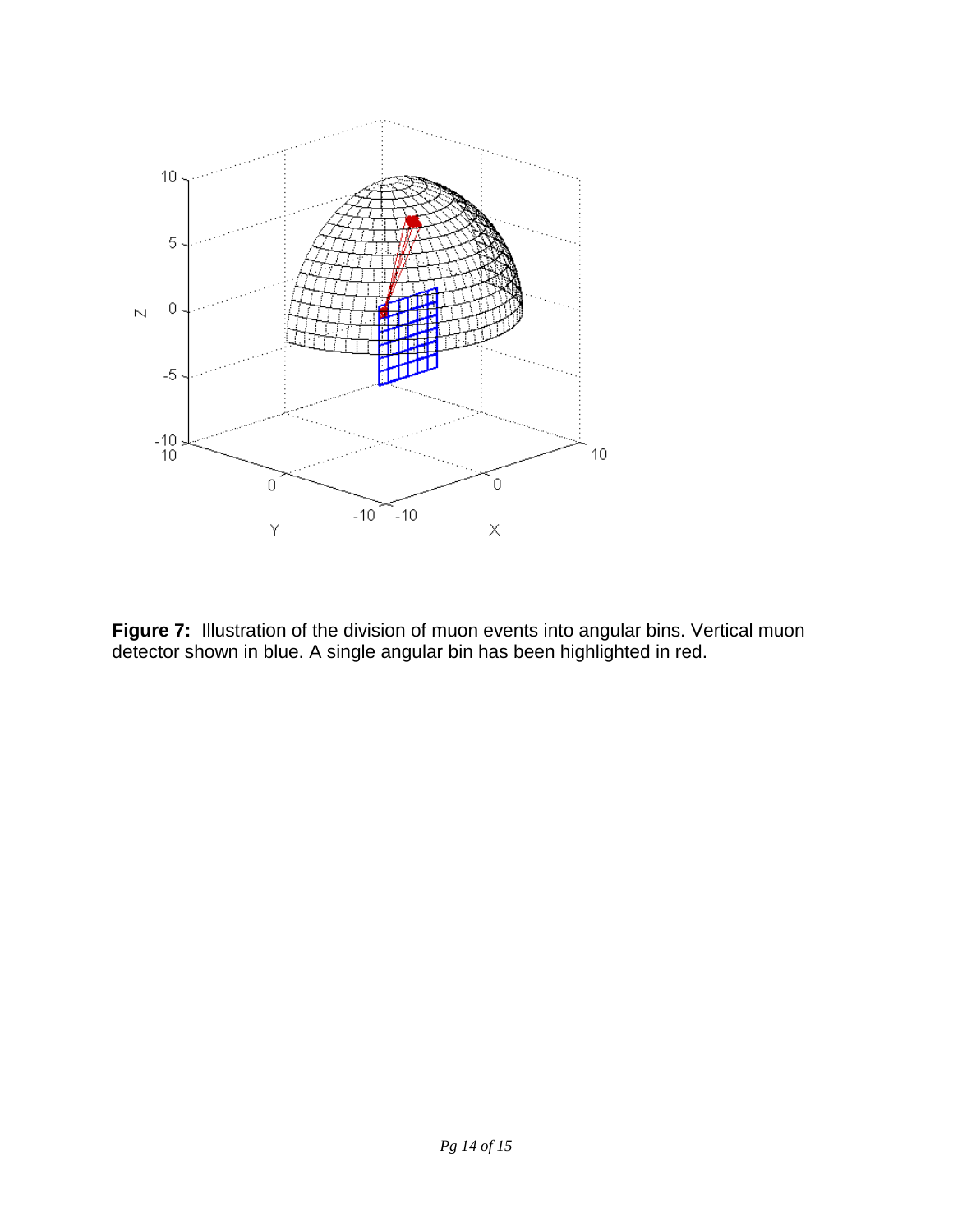**Figure 7:** Illustration of the division of muon events into angular bins. Vertical muon detector shown in blue. A single angular bin has been highlighted in red.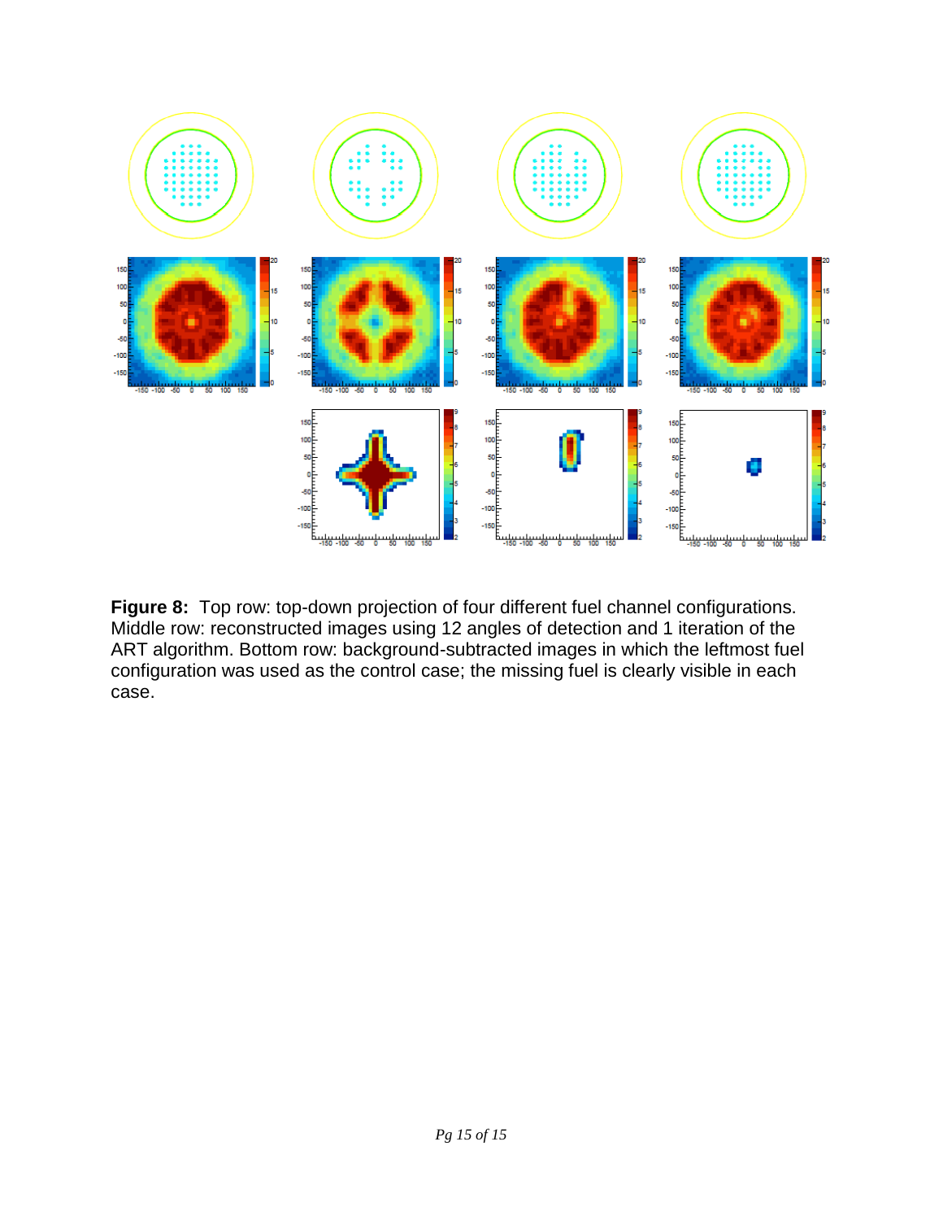**Figure 8:** Top row: top-down projection of four different fuel channel configurations. Middle row: reconstructed images using 12 angles of detection and 1 iteration of the ART algorithm. Bottom row: background-subtracted images in which the leftmost fuel configuration was used as the control case; the missing fuel is clearly visible in each case.